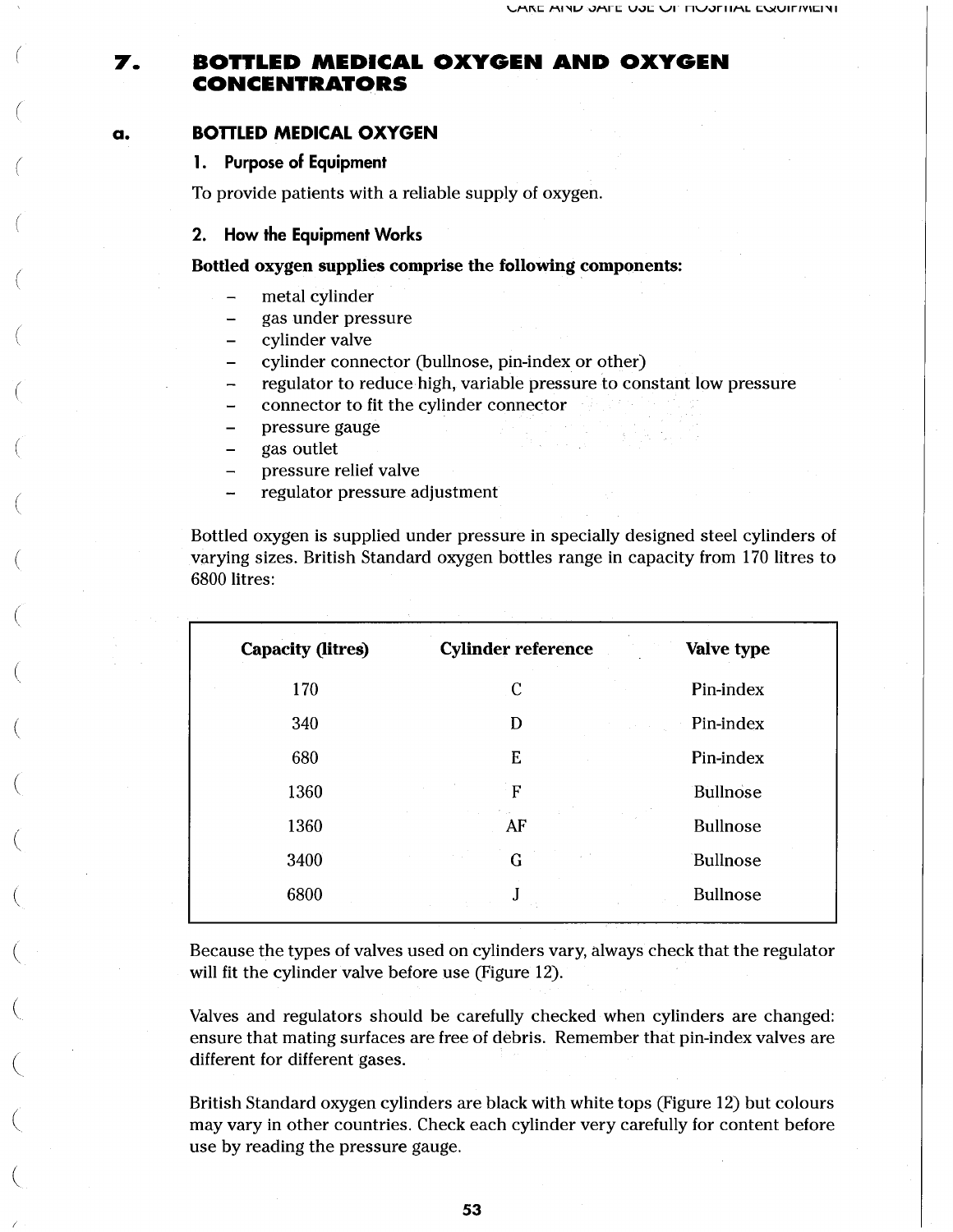# 7. BOTTLED MEDICAL OXYGEN AND OXYGEN CONCENTRATORS

## a. BOTTLED MEDICAL OXYGEN

### 1. Purpose of Equipment

To provide patients with a reliable supply of oxygen.

### 2. How the Equipment Works

**Bottled oxygen supplies comprise the following components:**

- metal cylinder
- gas under pressure
- cylinder valve
- cylinder connector (bullnose, pin-index or other)
- regulator to reduce high, variable pressure to constant low pressure
- connector to fit the cylinder connector
- pressure gauge
- gas outlet
- pressure relief valve
- regulator pressure adjustment

Bottled oxygen is supplied under pressure in specially designed steel cylinders of varying sizes. British Standard oxygen bottles range in capacity from 170 litres to 6800 litres:

| Capacity (litres) | Cylinder reference | Valve type |
|---|---|---|
| 170 | C | Pin-index |
| 340 | D | Pin-index |
| 680 | E | Pin-index |
| 1360 | F | Bullnose |
| 1360 | AF | Bullnose |
| 3400 | G | Bullnose |
| 6800 | J | Bullnose |

Because the types of valves used on cylinders vary, always check that the regulator will fit the cylinder valve before use (Figure 12).

Valves and regulators should be carefully checked when cylinders are changed: ensure that mating surfaces are free of debris. Remember that pin-index valves are different for different gases.

British Standard oxygen cylinders are black with white tops (Figure 12) but colours may vary in other countries. Check each cylinder very carefully for content before use by reading the pressure gauge.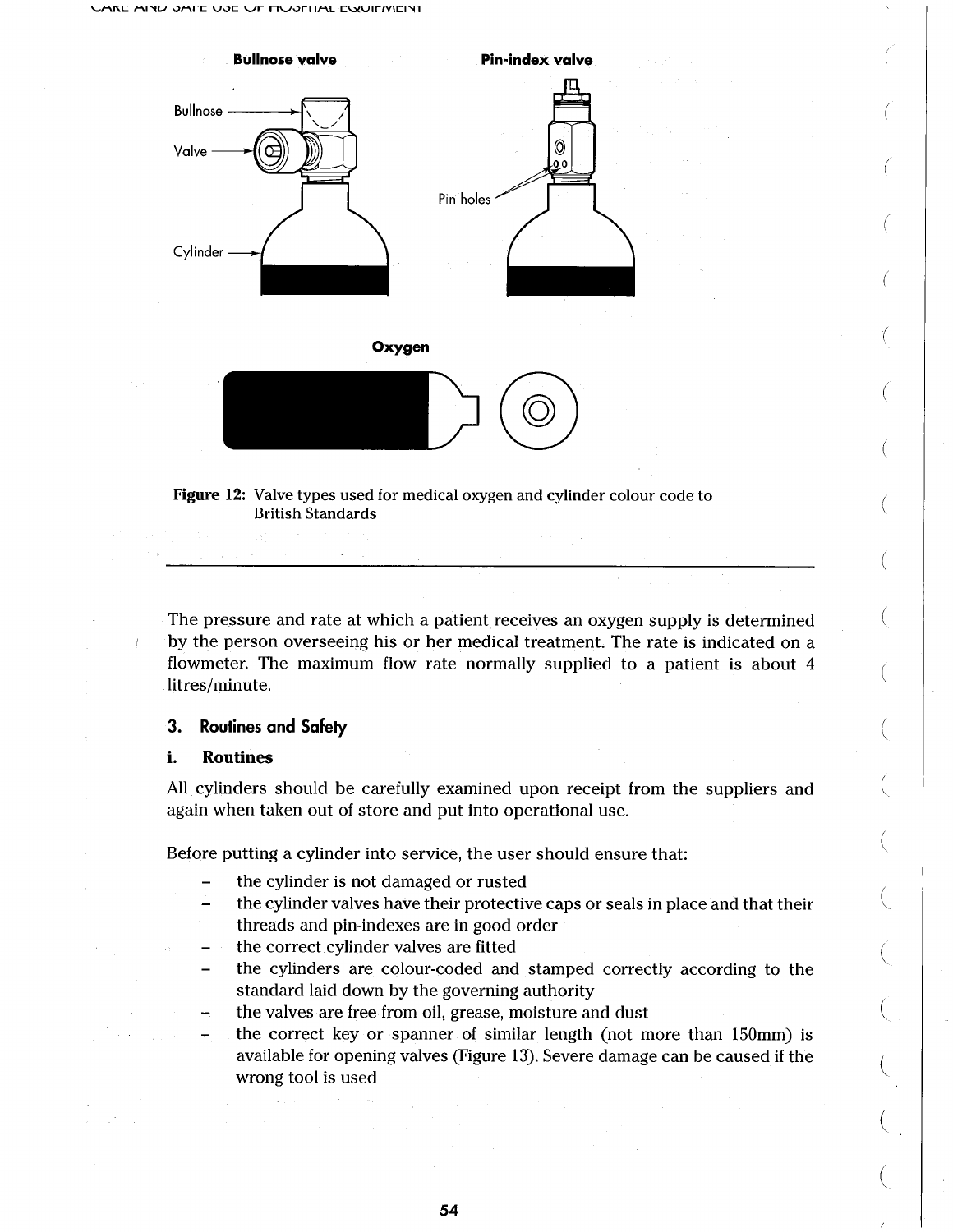**Figure 12:** Valve types used for medical oxygen and cylinder colour code to British Standards

The pressure and rate at which a patient receives an oxygen supply is determined by the person overseeing his or her medical treatment. The rate is indicated on a flowmeter. The maximum flow rate normally supplied to a patient is about 4 litres/minute.

## 3. Routines and Safety

### i. Routines

All cylinders should be carefully examined upon receipt from the suppliers and again when taken out of store and put into operational use.

Before putting a cylinder into service, the user should ensure that:

- the cylinder is not damaged or rusted
- the cylinder valves have their protective caps or seals in place and that their threads and pin-indexes are in good order
- the correct cylinder valves are fitted
- the cylinders are colour-coded and stamped correctly according to the standard laid down by the governing authority
- the valves are free from oil, grease, moisture and dust
- the correct key or spanner of similar length (not more than 150mm) is available for opening valves (Figure 13). Severe damage can be caused if the wrong tool is used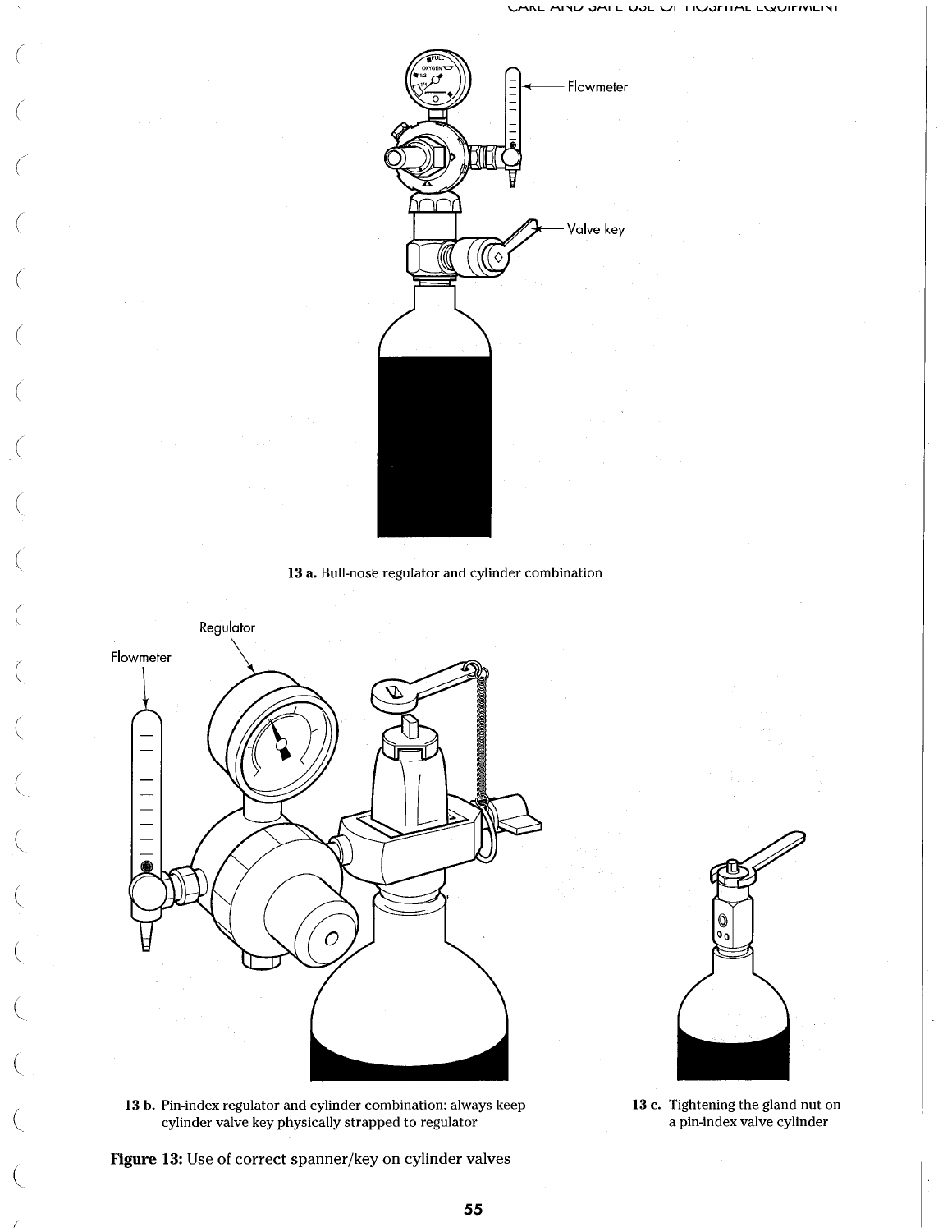13 a. Bull-nose regulator and cylinder combination

13 b. Pin-index regulator and cylinder combination: always keep cylinder valve key physically strapped to regulator

13 c. Tightening the gland nut on a pin-index valve cylinder

**Figure 13:** Use of correct spanner/key on cylinder valves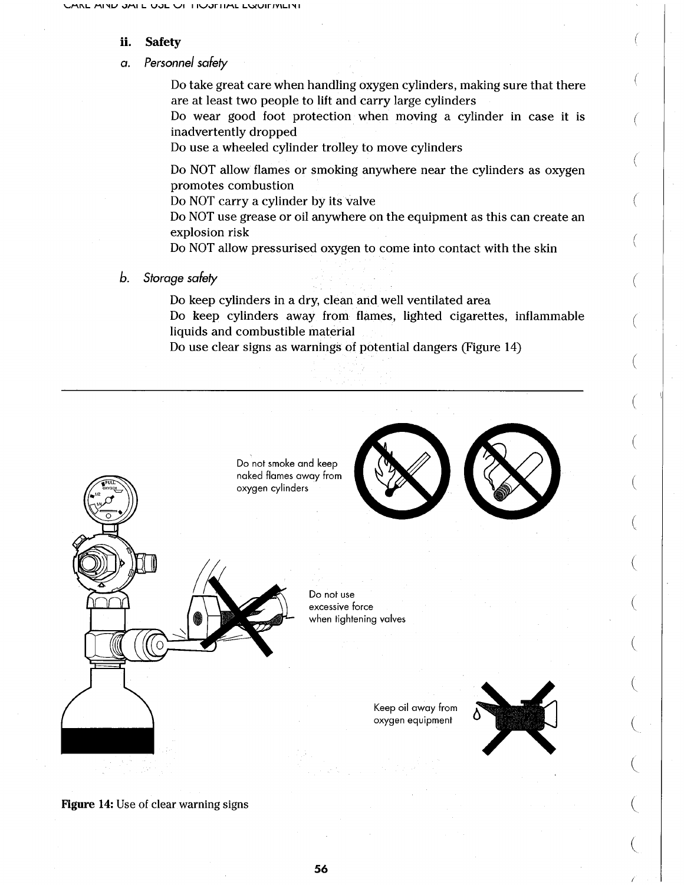## ii. Safety

### *a. Personnel safety*

Do take great care when handling oxygen cylinders, making sure that there are at least two people to lift and carry large cylinders

Do wear good foot protection when moving a cylinder in case it is inadvertently dropped

Do use a wheeled cylinder trolley to move cylinders

Do NOT allow flames or smoking anywhere near the cylinders as oxygen promotes combustion

Do NOT carry a cylinder by its valve

Do NOT use grease or oil anywhere on the equipment as this can create an explosion risk

Do NOT allow pressurised oxygen to come into contact with the skin

### *b. Storage safety*

Do keep cylinders in a dry, clean and well ventilated area

Do keep cylinders away from flames, lighted cigarettes, inflammable liquids and combustible material

Do use clear signs as warnings of potential dangers (Figure 14)

Do not smoke and keep naked flames away from oxygen cylinders

Do not use excessive force when tightening valves

Keep oil away from oxygen equipment

**Figure 14:** Use of clear warning signs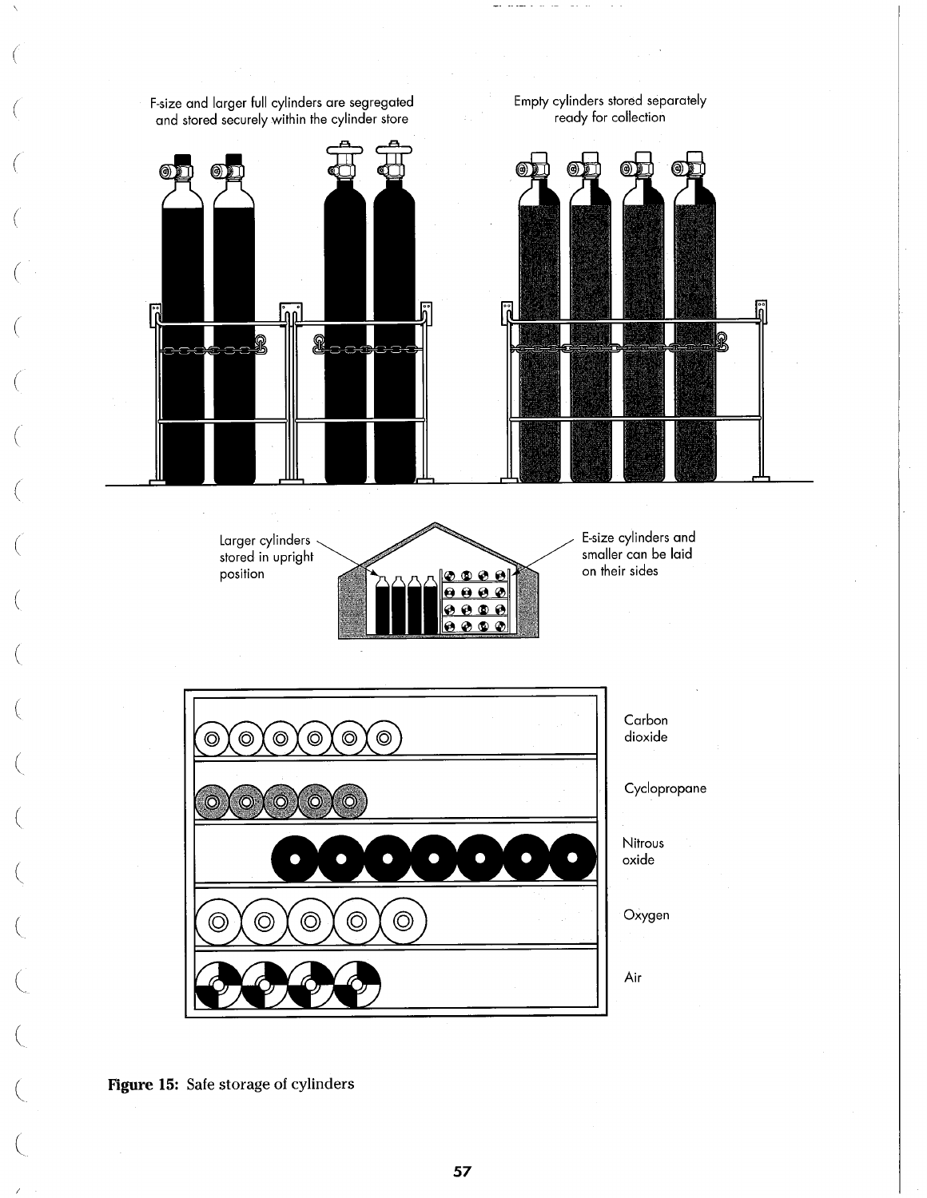F-size and larger full cylinders are segregated and stored securely within the cylinder store

Empty cylinders stored separately ready for collection

Larger cylinders stored in upright position

E-size cylinders and smaller can be laid on their sides

Carbon dioxide

Cyclopropane

Nitrous oxide

Oxygen

Air

**Figure 15:** Safe storage of cylinders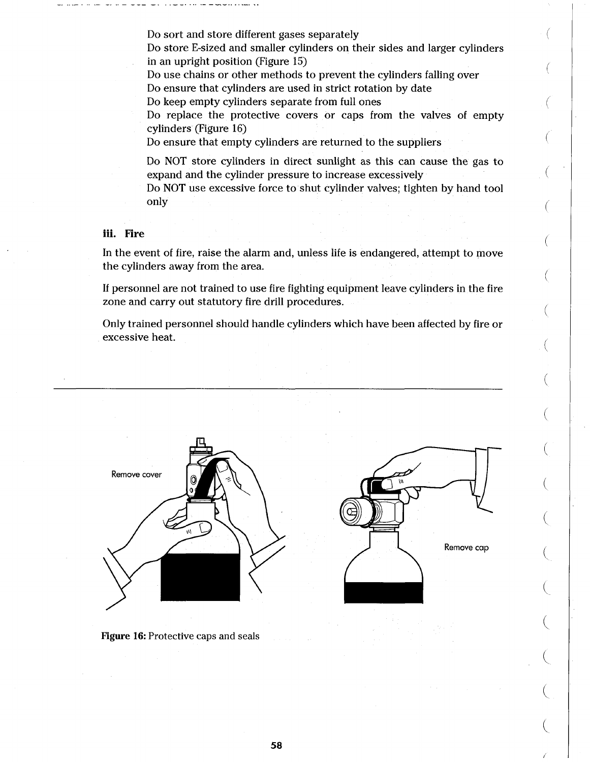Do sort and store different gases separately

Do store E-sized and smaller cylinders on their sides and larger cylinders in an upright position (Figure 15)

Do use chains or other methods to prevent the cylinders falling over

Do ensure that cylinders are used in strict rotation by date

Do keep empty cylinders separate from full ones

Do replace the protective covers or caps from the valves of empty cylinders (Figure 16)

Do ensure that empty cylinders are returned to the suppliers

Do NOT store cylinders in direct sunlight as this can cause the gas to expand and the cylinder pressure to increase excessively

Do NOT use excessive force to shut cylinder valves; tighten by hand tool only

### iii. Fire

In the event of fire, raise the alarm and, unless life is endangered, attempt to move the cylinders away from the area.

If personnel are not trained to use fire fighting equipment leave cylinders in the fire zone and carry out statutory fire drill procedures.

Only trained personnel should handle cylinders which have been affected by fire or excessive heat.

Remove cover

Remove cap

**Figure 16:** Protective caps and seals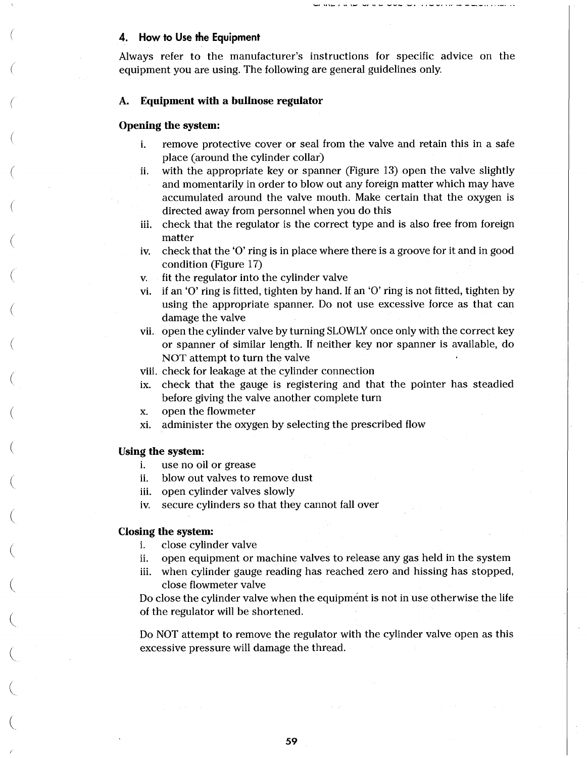## 4. How to Use the Equipment

Always refer to the manufacturer's instructions for specific advice on the equipment you are using. The following are general guidelines only.

### A. Equipment with a bullnose regulator

**Opening the system:**

- i. remove protective cover or seal from the valve and retain this in a safe place (around the cylinder collar)
- ii. with the appropriate key or spanner (Figure 13) open the valve slightly and momentarily in order to blow out any foreign matter which may have accumulated around the valve mouth. Make certain that the oxygen is directed away from personnel when you do this
- iii. check that the regulator is the correct type and is also free from foreign matter
- iv. check that the 'O' ring is in place where there is a groove for it and in good condition (Figure 17)
- v. fit the regulator into the cylinder valve
- vi. if an 'O' ring is fitted, tighten by hand. If an 'O' ring is not fitted, tighten by using the appropriate spanner. Do not use excessive force as that can damage the valve
- vii. open the cylinder valve by turning SLOWLY once only with the correct key or spanner of similar length. If neither key nor spanner is available, do NOT attempt to turn the valve
- viii. check for leakage at the cylinder connection
- ix. check that the gauge is registering and that the pointer has steadied before giving the valve another complete turn
- x. open the flowmeter
- xi. administer the oxygen by selecting the prescribed flow

**Using the system:**

- i. use no oil or grease
- ii. blow out valves to remove dust
- iii. open cylinder valves slowly
- iv. secure cylinders so that they cannot fall over

**Closing the system:**

- i. close cylinder valve
- ii. open equipment or machine valves to release any gas held in the system
- iii. when cylinder gauge reading has reached zero and hissing has stopped, close flowmeter valve

Do close the cylinder valve when the equipment is not in use otherwise the life of the regulator will be shortened.

Do NOT attempt to remove the regulator with the cylinder valve open as this excessive pressure will damage the thread.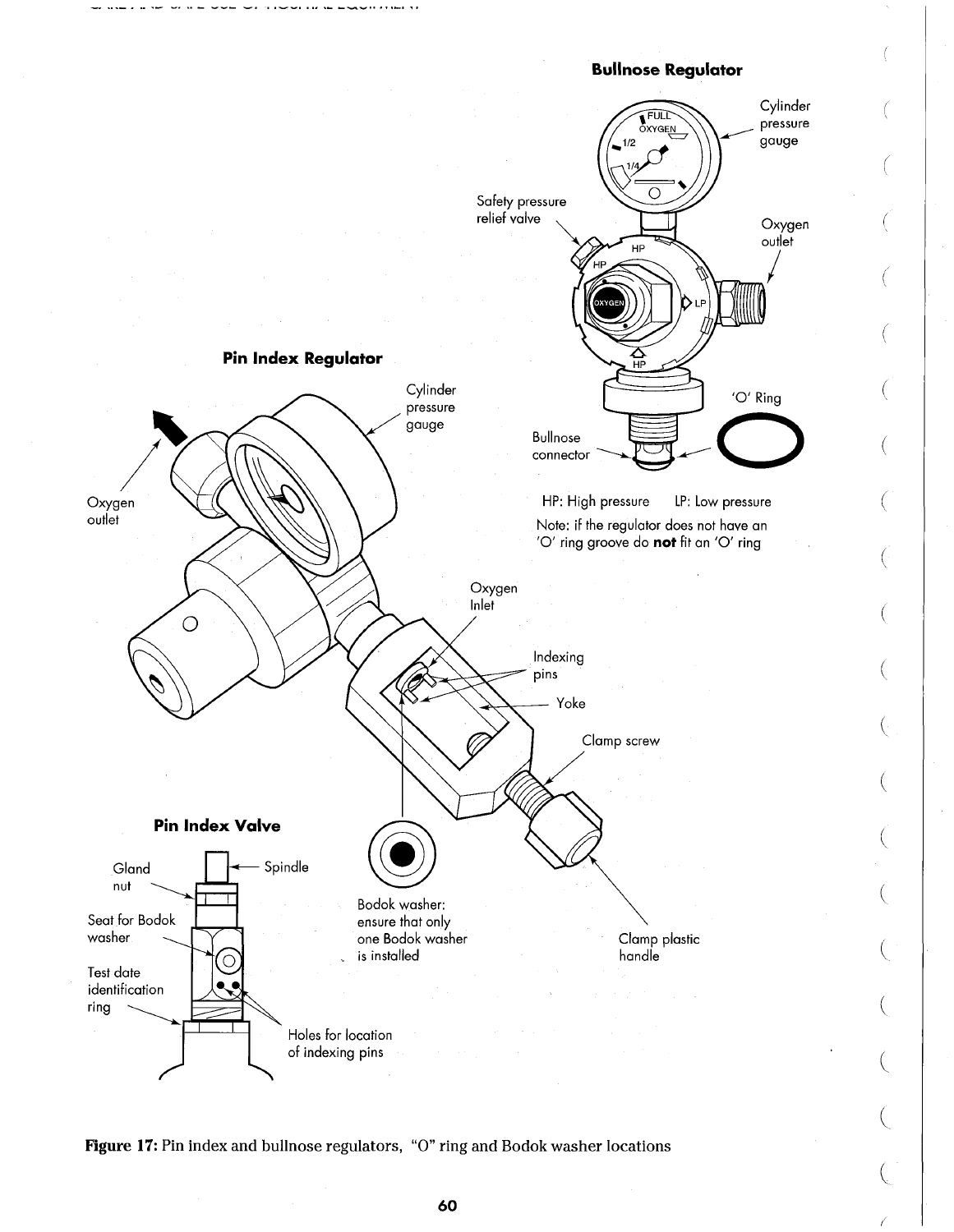### Bullnose Regulator

Cylinder pressure gauge

Safety pressure relief valve

Oxygen outlet

'O' Ring

Bullnose connector

HP: High pressure    LP: Low pressure

Note: if the regulator does not have an 'O' ring groove do **not** fit an 'O' ring

### Pin Index Regulator

Cylinder pressure gauge

Oxygen outlet

Oxygen Inlet

Indexing pins

Yoke

Clamp screw

Clamp plastic handle

Bodok washer: ensure that only one Bodok washer is installed

### Pin Index Valve

Gland nut

Spindle

Seat for Bodok washer

Test date identification ring

Holes for location of indexing pins

**Figure 17:** Pin index and bullnose regulators, "O" ring and Bodok washer locations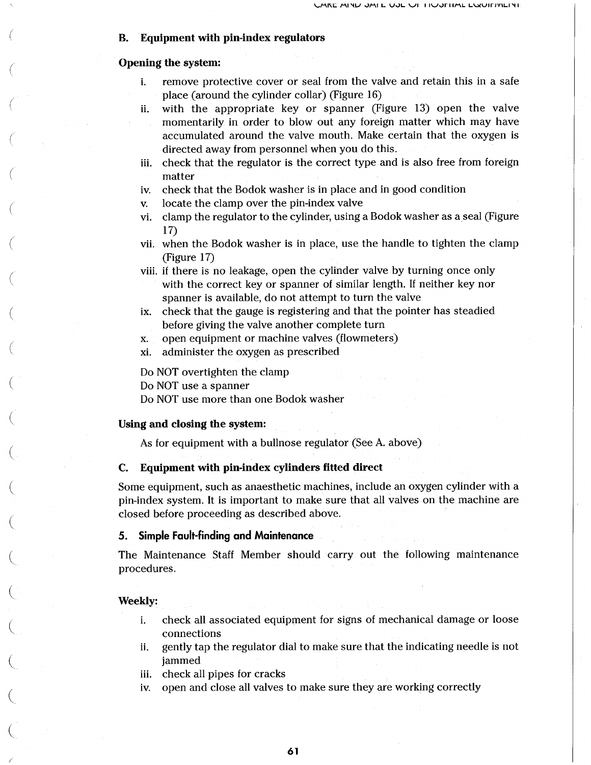### B. Equipment with pin-index regulators

**Opening the system:**

i. remove protective cover or seal from the valve and retain this in a safe place (around the cylinder collar) (Figure 16)

ii. with the appropriate key or spanner (Figure 13) open the valve momentarily in order to blow out any foreign matter which may have accumulated around the valve mouth. Make certain that the oxygen is directed away from personnel when you do this.

iii. check that the regulator is the correct type and is also free from foreign matter

iv. check that the Bodok washer is in place and in good condition

v. locate the clamp over the pin-index valve

vi. clamp the regulator to the cylinder, using a Bodok washer as a seal (Figure 17)

vii. when the Bodok washer is in place, use the handle to tighten the clamp (Figure 17)

viii. if there is no leakage, open the cylinder valve by turning once only with the correct key or spanner of similar length. If neither key nor spanner is available, do not attempt to turn the valve

ix. check that the gauge is registering and that the pointer has steadied before giving the valve another complete turn

x. open equipment or machine valves (flowmeters)

xi. administer the oxygen as prescribed

Do NOT overtighten the clamp
Do NOT use a spanner
Do NOT use more than one Bodok washer

**Using and closing the system:**

As for equipment with a bullnose regulator (See A. above)

### C. Equipment with pin-index cylinders fitted direct

Some equipment, such as anaesthetic machines, include an oxygen cylinder with a pin-index system. It is important to make sure that all valves on the machine are closed before proceeding as described above.

## 5. Simple Fault-finding and Maintenance

The Maintenance Staff Member should carry out the following maintenance procedures.

**Weekly:**

i. check all associated equipment for signs of mechanical damage or loose connections

ii. gently tap the regulator dial to make sure that the indicating needle is not jammed

iii. check all pipes for cracks

iv. open and close all valves to make sure they are working correctly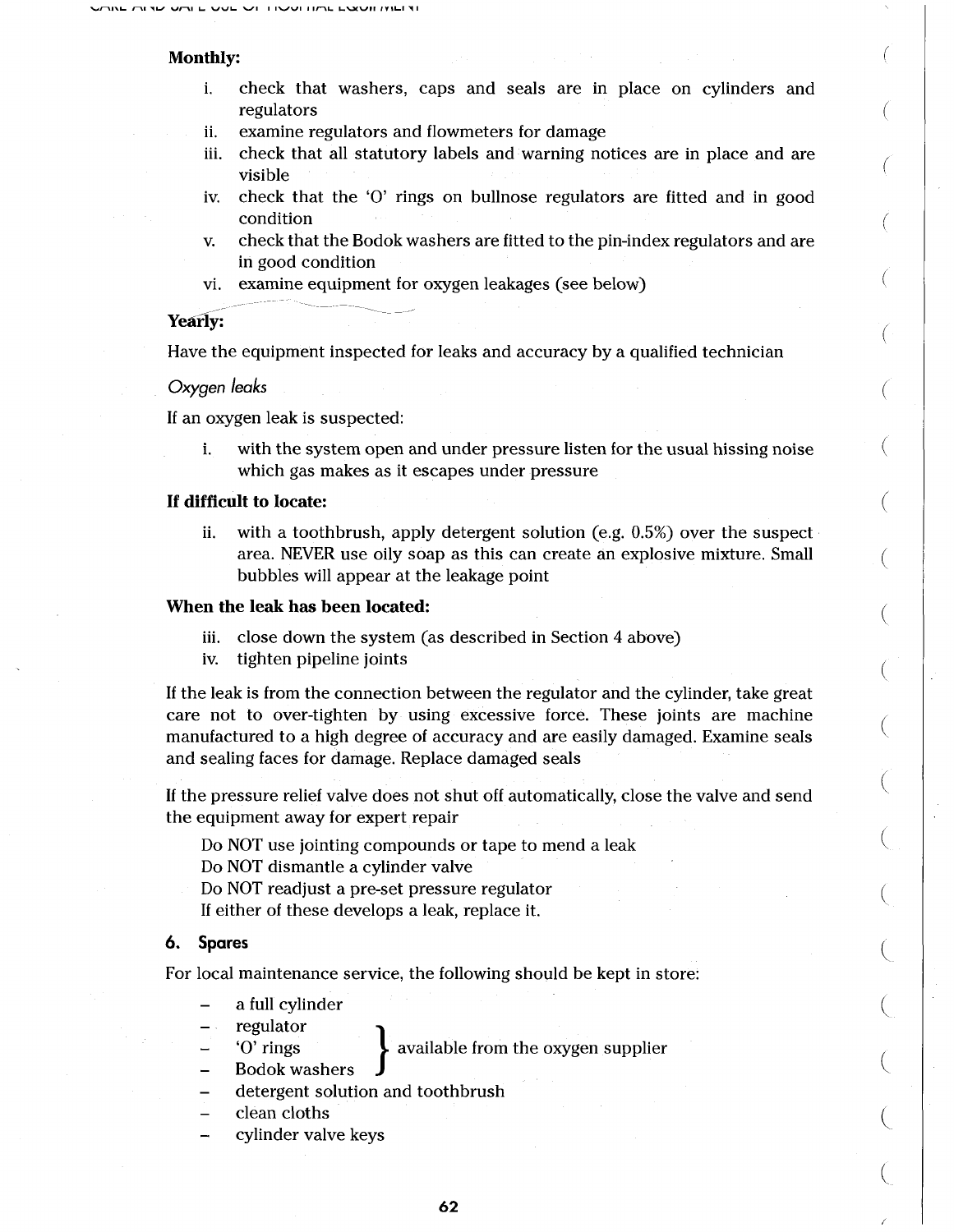**Monthly:**

i. check that washers, caps and seals are in place on cylinders and regulators
ii. examine regulators and flowmeters for damage
iii. check that all statutory labels and warning notices are in place and are visible
iv. check that the 'O' rings on bullnose regulators are fitted and in good condition
v. check that the Bodok washers are fitted to the pin-index regulators and are in good condition
vi. examine equipment for oxygen leakages (see below)

**Yearly:**

Have the equipment inspected for leaks and accuracy by a qualified technician

*Oxygen leaks*

If an oxygen leak is suspected:

i. with the system open and under pressure listen for the usual hissing noise which gas makes as it escapes under pressure

**If difficult to locate:**

ii. with a toothbrush, apply detergent solution (e.g. 0.5%) over the suspect area. NEVER use oily soap as this can create an explosive mixture. Small bubbles will appear at the leakage point

**When the leak has been located:**

iii. close down the system (as described in Section 4 above)
iv. tighten pipeline joints

If the leak is from the connection between the regulator and the cylinder, take great care not to over-tighten by using excessive force. These joints are machine manufactured to a high degree of accuracy and are easily damaged. Examine seals and sealing faces for damage. Replace damaged seals

If the pressure relief valve does not shut off automatically, close the valve and send the equipment away for expert repair

Do NOT use jointing compounds or tape to mend a leak
Do NOT dismantle a cylinder valve
Do NOT readjust a pre-set pressure regulator
If either of these develops a leak, replace it.

### 6. Spares

For local maintenance service, the following should be kept in store:

- a full cylinder
- regulator } available from the oxygen supplier
- 'O' rings } available from the oxygen supplier
- Bodok washers } available from the oxygen supplier
- detergent solution and toothbrush
- clean cloths
- cylinder valve keys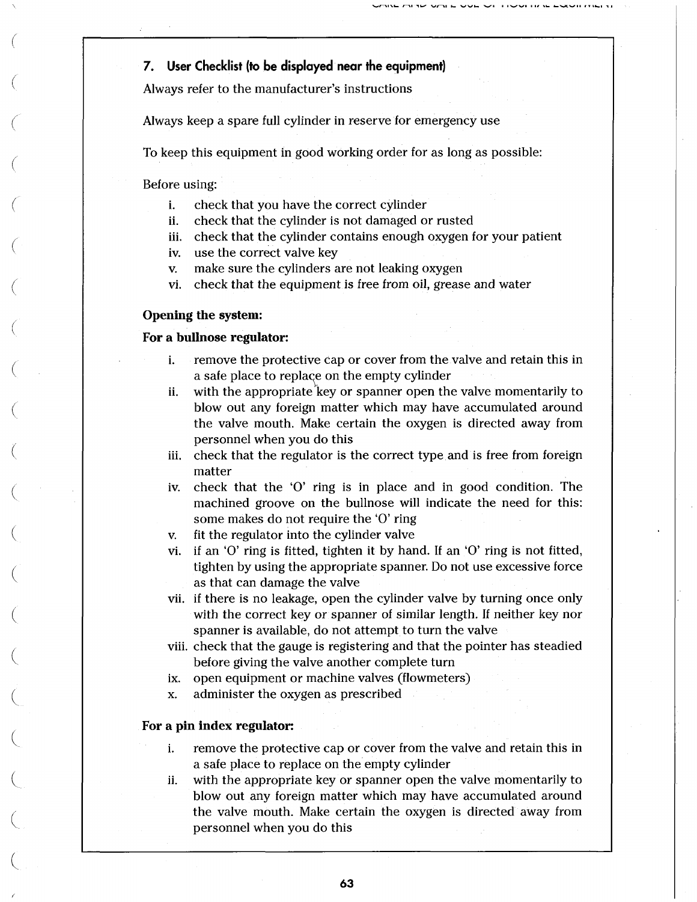## 7. User Checklist (to be displayed near the equipment)

Always refer to the manufacturer's instructions

Always keep a spare full cylinder in reserve for emergency use

To keep this equipment in good working order for as long as possible:

Before using:

i. check that you have the correct cylinder
ii. check that the cylinder is not damaged or rusted
iii. check that the cylinder contains enough oxygen for your patient
iv. use the correct valve key
v. make sure the cylinders are not leaking oxygen
vi. check that the equipment is free from oil, grease and water

**Opening the system:**

**For a bullnose regulator:**

i. remove the protective cap or cover from the valve and retain this in a safe place to replace on the empty cylinder
ii. with the appropriate key or spanner open the valve momentarily to blow out any foreign matter which may have accumulated around the valve mouth. Make certain the oxygen is directed away from personnel when you do this
iii. check that the regulator is the correct type and is free from foreign matter
iv. check that the 'O' ring is in place and in good condition. The machined groove on the bullnose will indicate the need for this: some makes do not require the 'O' ring
v. fit the regulator into the cylinder valve
vi. if an 'O' ring is fitted, tighten it by hand. If an 'O' ring is not fitted, tighten by using the appropriate spanner. Do not use excessive force as that can damage the valve
vii. if there is no leakage, open the cylinder valve by turning once only with the correct key or spanner of similar length. If neither key nor spanner is available, do not attempt to turn the valve
viii. check that the gauge is registering and that the pointer has steadied before giving the valve another complete turn
ix. open equipment or machine valves (flowmeters)
x. administer the oxygen as prescribed

**For a pin index regulator:**

i. remove the protective cap or cover from the valve and retain this in a safe place to replace on the empty cylinder
ii. with the appropriate key or spanner open the valve momentarily to blow out any foreign matter which may have accumulated around the valve mouth. Make certain the oxygen is directed away from personnel when you do this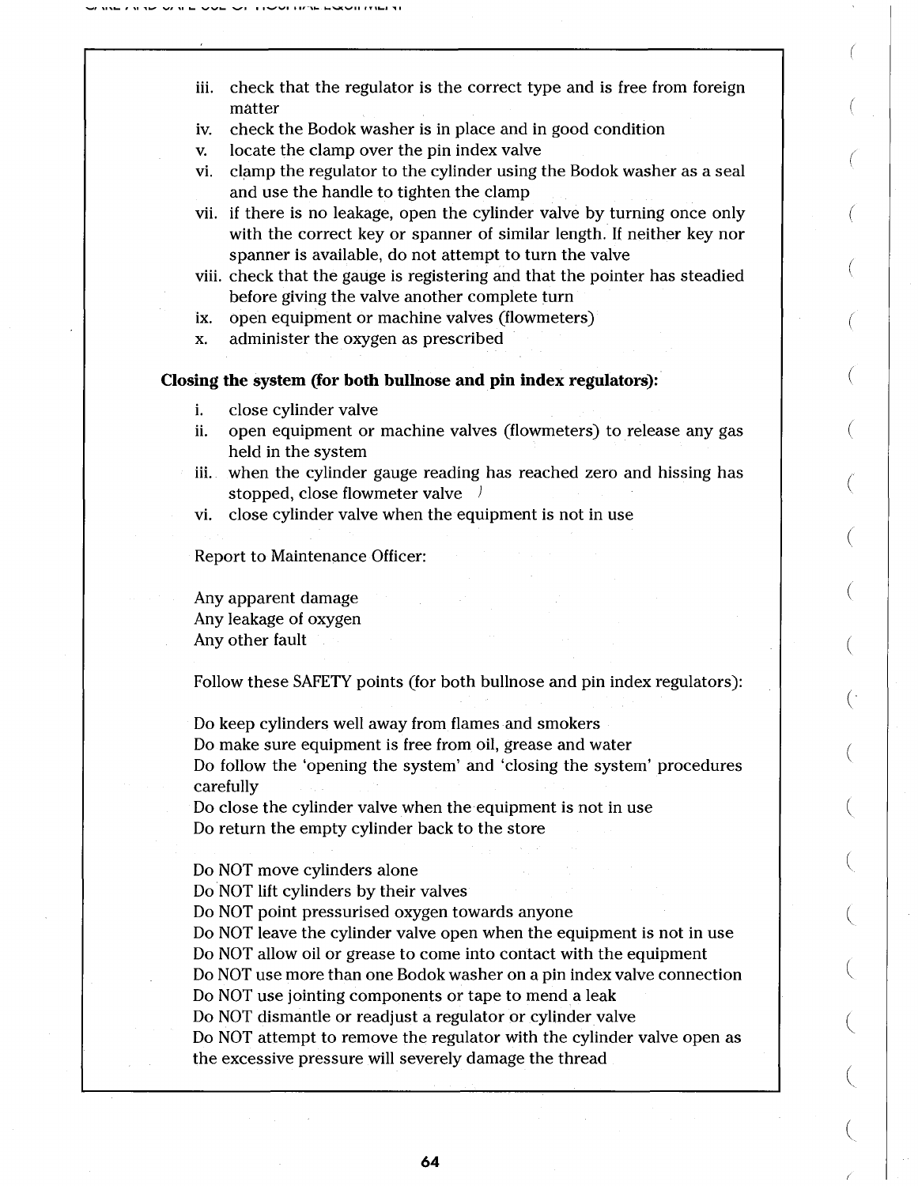iii. check that the regulator is the correct type and is free from foreign matter
iv. check the Bodok washer is in place and in good condition
v. locate the clamp over the pin index valve
vi. clamp the regulator to the cylinder using the Bodok washer as a seal and use the handle to tighten the clamp
vii. if there is no leakage, open the cylinder valve by turning once only with the correct key or spanner of similar length. If neither key nor spanner is available, do not attempt to turn the valve
viii. check that the gauge is registering and that the pointer has steadied before giving the valve another complete turn
ix. open equipment or machine valves (flowmeters)
x. administer the oxygen as prescribed

**Closing the system (for both bullnose and pin index regulators):**

i. close cylinder valve
ii. open equipment or machine valves (flowmeters) to release any gas held in the system
iii. when the cylinder gauge reading has reached zero and hissing has stopped, close flowmeter valve
vi. close cylinder valve when the equipment is not in use

Report to Maintenance Officer:

Any apparent damage
Any leakage of oxygen
Any other fault

Follow these SAFETY points (for both bullnose and pin index regulators):

Do keep cylinders well away from flames and smokers
Do make sure equipment is free from oil, grease and water
Do follow the 'opening the system' and 'closing the system' procedures carefully
Do close the cylinder valve when the equipment is not in use
Do return the empty cylinder back to the store

Do NOT move cylinders alone
Do NOT lift cylinders by their valves
Do NOT point pressurised oxygen towards anyone
Do NOT leave the cylinder valve open when the equipment is not in use
Do NOT allow oil or grease to come into contact with the equipment
Do NOT use more than one Bodok washer on a pin index valve connection
Do NOT use jointing components or tape to mend a leak
Do NOT dismantle or readjust a regulator or cylinder valve
Do NOT attempt to remove the regulator with the cylinder valve open as the excessive pressure will severely damage the thread